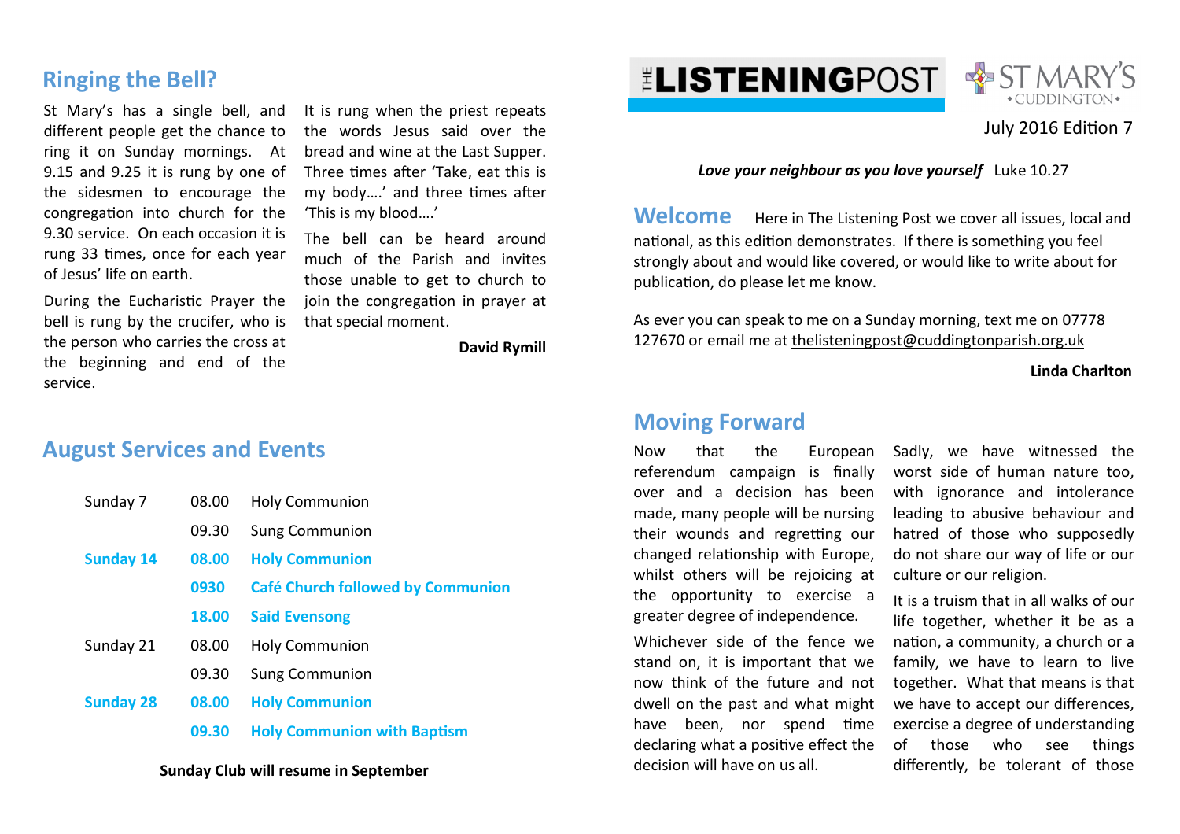# THE LISTENINGPOST

ST MARY'S • CUDDINGTON •

July 2016 Edition 7

***Love your neighbour as you love yourself*** Luke 10.27

## Welcome

Here in The Listening Post we cover all issues, local and national, as this edition demonstrates. If there is something you feel strongly about and would like covered, or would like to write about for publication, do please let me know.

As ever you can speak to me on a Sunday morning, text me on 07778 127670 or email me at thelisteningpost@cuddingtonparish.org.uk

**Linda Charlton**

## Moving Forward

Now that the European referendum campaign is finally over and a decision has been made, many people will be nursing their wounds and regretting our changed relationship with Europe, whilst others will be rejoicing at the opportunity to exercise a greater degree of independence.

Whichever side of the fence we stand on, it is important that we now think of the future and not dwell on the past and what might have been, nor spend time declaring what a positive effect the decision will have on us all.

Sadly, we have witnessed the worst side of human nature too, with ignorance and intolerance leading to abusive behaviour and hatred of those who supposedly do not share our way of life or our culture or our religion.

It is a truism that in all walks of our life together, whether it be as a nation, a community, a church or a family, we have to learn to live together. What that means is that we have to accept our differences, exercise a degree of understanding of those who see things differently, be tolerant of those

## Ringing the Bell?

St Mary's has a single bell, and different people get the chance to ring it on Sunday mornings. At 9.15 and 9.25 it is rung by one of the sidesmen to encourage the congregation into church for the 9.30 service. On each occasion it is rung 33 times, once for each year of Jesus' life on earth.

During the Eucharistic Prayer the bell is rung by the crucifer, who is the person who carries the cross at the beginning and end of the service.

It is rung when the priest repeats the words Jesus said over the bread and wine at the Last Supper. Three times after 'Take, eat this is my body….' and three times after 'This is my blood….'

The bell can be heard around much of the Parish and invites those unable to get to church to join the congregation in prayer at that special moment.

**David Rymill**

## August Services and Events

| | | |
|---|---|---|
| Sunday 7 | 08.00 | Holy Communion |
| | 09.30 | Sung Communion |
| **Sunday 14** | **08.00** | **Holy Communion** |
| | **0930** | **Café Church followed by Communion** |
| | **18.00** | **Said Evensong** |
| Sunday 21 | 08.00 | Holy Communion |
| | 09.30 | Sung Communion |
| **Sunday 28** | **08.00** | **Holy Communion** |
| | **09.30** | **Holy Communion with Baptism** |

**Sunday Club will resume in September**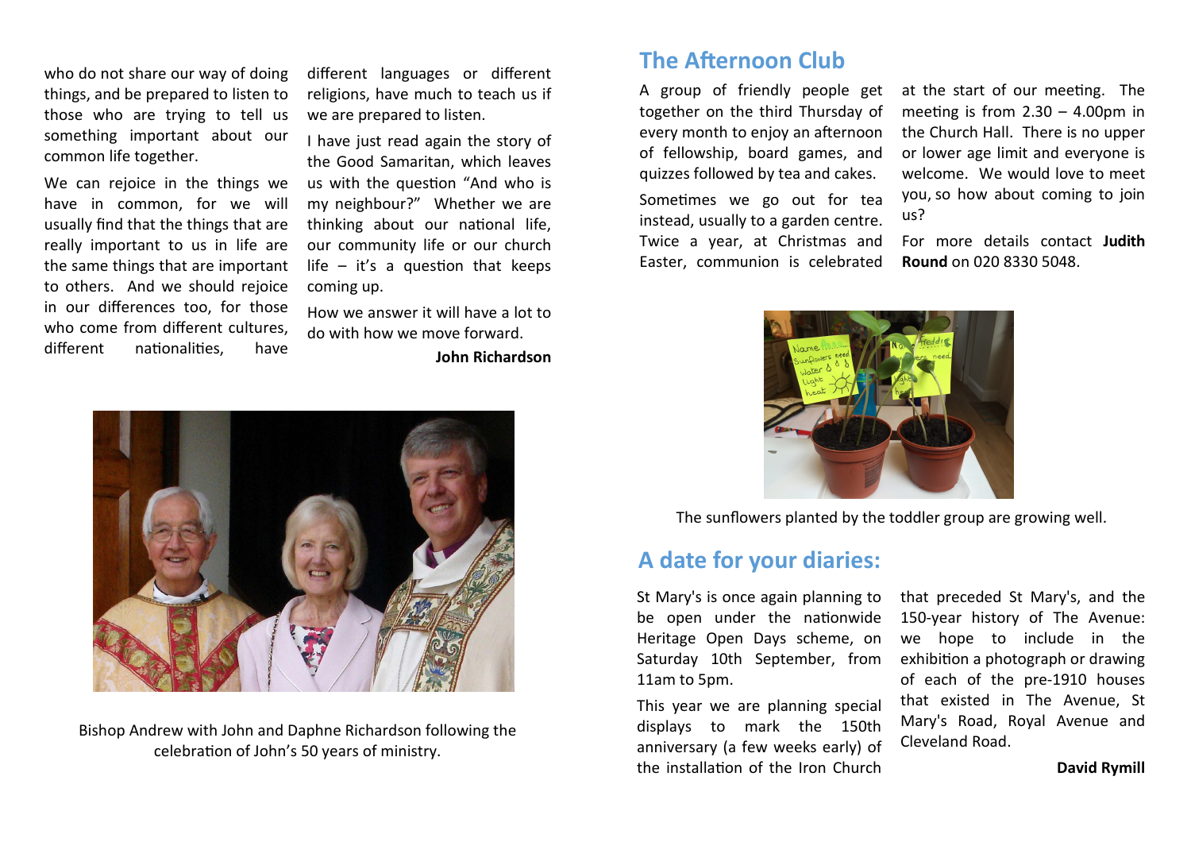who do not share our way of doing things, and be prepared to listen to those who are trying to tell us something important about our common life together.

We can rejoice in the things we have in common, for we will usually find that the things that are really important to us in life are the same things that are important to others. And we should rejoice in our differences too, for those who come from different cultures, different nationalities, have different languages or different religions, have much to teach us if we are prepared to listen.

I have just read again the story of the Good Samaritan, which leaves us with the question "And who is my neighbour?" Whether we are thinking about our national life, our community life or our church life – it's a question that keeps coming up.

How we answer it will have a lot to do with how we move forward.

**John Richardson**

Bishop Andrew with John and Daphne Richardson following the celebration of John's 50 years of ministry.

## The Afternoon Club

A group of friendly people get together on the third Thursday of every month to enjoy an afternoon of fellowship, board games, and quizzes followed by tea and cakes.

Sometimes we go out for tea instead, usually to a garden centre. Twice a year, at Christmas and Easter, communion is celebrated at the start of our meeting. The meeting is from 2.30 – 4.00pm in the Church Hall. There is no upper or lower age limit and everyone is welcome. We would love to meet you, so how about coming to join us?

For more details contact **Judith Round** on 020 8330 5048.

The sunflowers planted by the toddler group are growing well.

## A date for your diaries:

St Mary's is once again planning to be open under the nationwide Heritage Open Days scheme, on Saturday 10th September, from 11am to 5pm.

This year we are planning special displays to mark the 150th anniversary (a few weeks early) of the installation of the Iron Church that preceded St Mary's, and the 150-year history of The Avenue: we hope to include in the exhibition a photograph or drawing of each of the pre-1910 houses that existed in The Avenue, St Mary's Road, Royal Avenue and Cleveland Road.

**David Rymill**